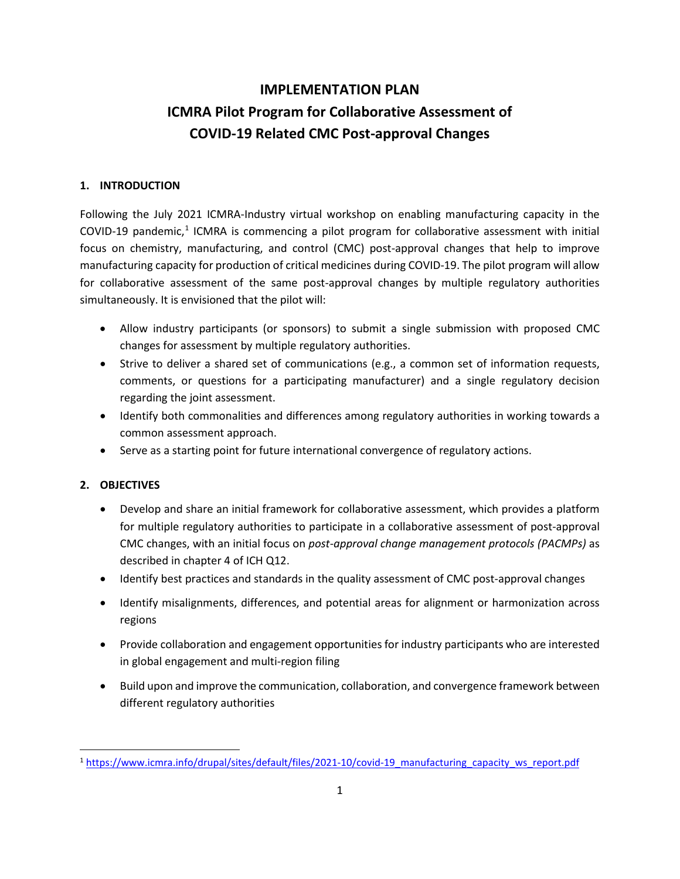# IMPLEMENTATION PLAN
# ICMRA Pilot Program for Collaborative Assessment of COVID-19 Related CMC Post-approval Changes

## 1. INTRODUCTION

Following the July 2021 ICMRA-Industry virtual workshop on enabling manufacturing capacity in the COVID-19 pandemic,[1] ICMRA is commencing a pilot program for collaborative assessment with initial focus on chemistry, manufacturing, and control (CMC) post-approval changes that help to improve manufacturing capacity for production of critical medicines during COVID-19. The pilot program will allow for collaborative assessment of the same post-approval changes by multiple regulatory authorities simultaneously. It is envisioned that the pilot will:

- Allow industry participants (or sponsors) to submit a single submission with proposed CMC changes for assessment by multiple regulatory authorities.
- Strive to deliver a shared set of communications (e.g., a common set of information requests, comments, or questions for a participating manufacturer) and a single regulatory decision regarding the joint assessment.
- Identify both commonalities and differences among regulatory authorities in working towards a common assessment approach.
- Serve as a starting point for future international convergence of regulatory actions.

## 2. OBJECTIVES

- Develop and share an initial framework for collaborative assessment, which provides a platform for multiple regulatory authorities to participate in a collaborative assessment of post-approval CMC changes, with an initial focus on *post-approval change management protocols (PACMPs)* as described in chapter 4 of ICH Q12.
- Identify best practices and standards in the quality assessment of CMC post-approval changes
- Identify misalignments, differences, and potential areas for alignment or harmonization across regions
- Provide collaboration and engagement opportunities for industry participants who are interested in global engagement and multi-region filing
- Build upon and improve the communication, collaboration, and convergence framework between different regulatory authorities

[1] https://www.icmra.info/drupal/sites/default/files/2021-10/covid-19_manufacturing_capacity_ws_report.pdf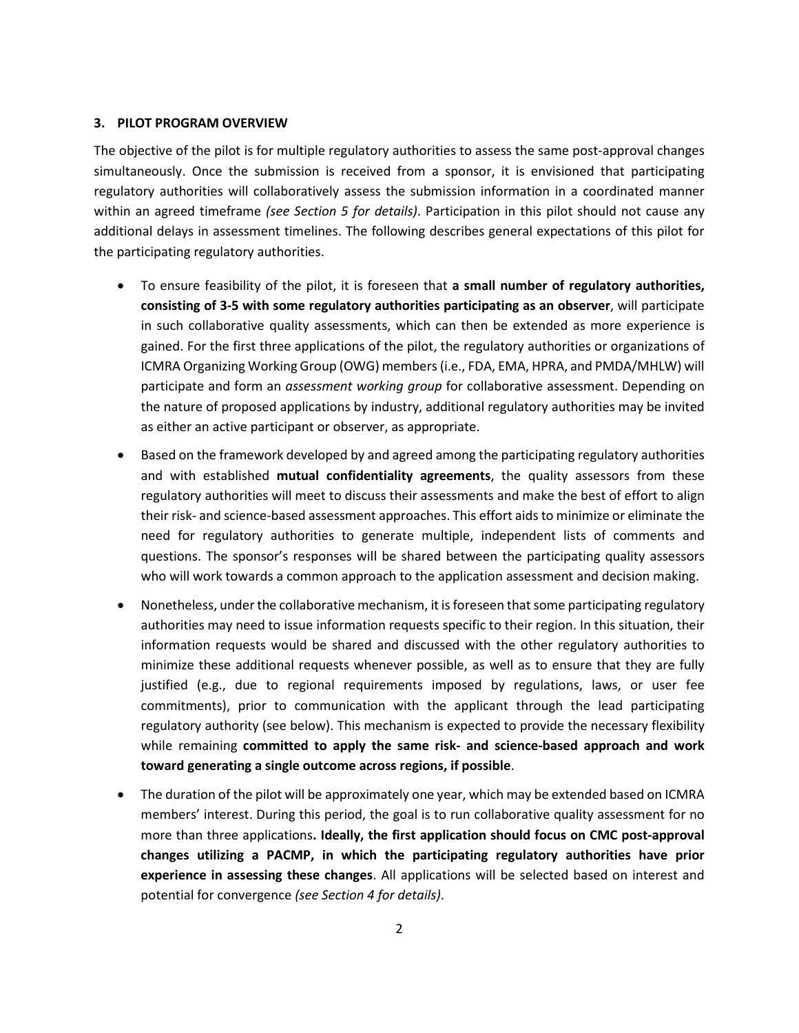### 3. PILOT PROGRAM OVERVIEW

The objective of the pilot is for multiple regulatory authorities to assess the same post-approval changes simultaneously. Once the submission is received from a sponsor, it is envisioned that participating regulatory authorities will collaboratively assess the submission information in a coordinated manner within an agreed timeframe *(see Section 5 for details)*. Participation in this pilot should not cause any additional delays in assessment timelines. The following describes general expectations of this pilot for the participating regulatory authorities.

- To ensure feasibility of the pilot, it is foreseen that **a small number of regulatory authorities, consisting of 3-5 with some regulatory authorities participating as an observer**, will participate in such collaborative quality assessments, which can then be extended as more experience is gained. For the first three applications of the pilot, the regulatory authorities or organizations of ICMRA Organizing Working Group (OWG) members (i.e., FDA, EMA, HPRA, and PMDA/MHLW) will participate and form an *assessment working group* for collaborative assessment. Depending on the nature of proposed applications by industry, additional regulatory authorities may be invited as either an active participant or observer, as appropriate.
- Based on the framework developed by and agreed among the participating regulatory authorities and with established **mutual confidentiality agreements**, the quality assessors from these regulatory authorities will meet to discuss their assessments and make the best of effort to align their risk- and science-based assessment approaches. This effort aids to minimize or eliminate the need for regulatory authorities to generate multiple, independent lists of comments and questions. The sponsor's responses will be shared between the participating quality assessors who will work towards a common approach to the application assessment and decision making.
- Nonetheless, under the collaborative mechanism, it is foreseen that some participating regulatory authorities may need to issue information requests specific to their region. In this situation, their information requests would be shared and discussed with the other regulatory authorities to minimize these additional requests whenever possible, as well as to ensure that they are fully justified (e.g., due to regional requirements imposed by regulations, laws, or user fee commitments), prior to communication with the applicant through the lead participating regulatory authority (see below). This mechanism is expected to provide the necessary flexibility while remaining **committed to apply the same risk- and science-based approach and work toward generating a single outcome across regions, if possible**.
- The duration of the pilot will be approximately one year, which may be extended based on ICMRA members' interest. During this period, the goal is to run collaborative quality assessment for no more than three applications**. Ideally, the first application should focus on CMC post-approval changes utilizing a PACMP, in which the participating regulatory authorities have prior experience in assessing these changes**. All applications will be selected based on interest and potential for convergence *(see Section 4 for details)*.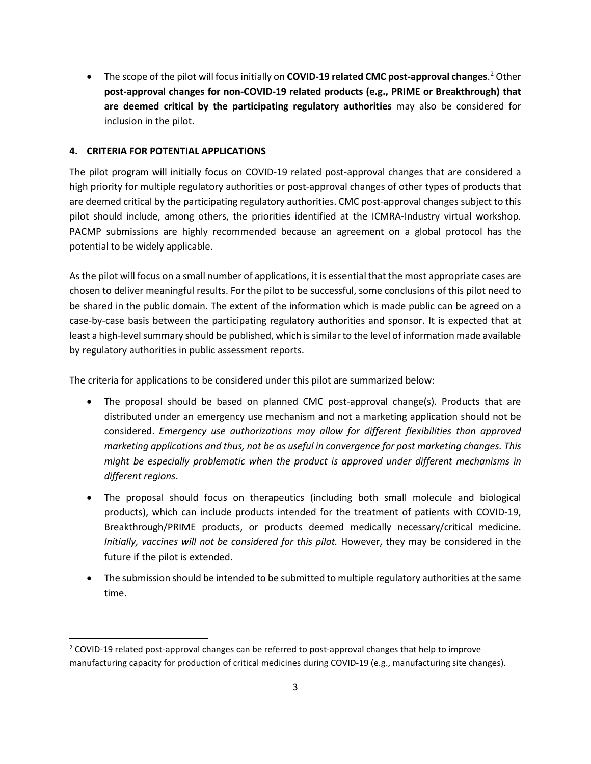- The scope of the pilot will focus initially on **COVID-19 related CMC post-approval changes**.[2] Other **post-approval changes for non-COVID-19 related products (e.g., PRIME or Breakthrough) that are deemed critical by the participating regulatory authorities** may also be considered for inclusion in the pilot.

## 4. CRITERIA FOR POTENTIAL APPLICATIONS

The pilot program will initially focus on COVID-19 related post-approval changes that are considered a high priority for multiple regulatory authorities or post-approval changes of other types of products that are deemed critical by the participating regulatory authorities. CMC post-approval changes subject to this pilot should include, among others, the priorities identified at the ICMRA-Industry virtual workshop. PACMP submissions are highly recommended because an agreement on a global protocol has the potential to be widely applicable.

As the pilot will focus on a small number of applications, it is essential that the most appropriate cases are chosen to deliver meaningful results. For the pilot to be successful, some conclusions of this pilot need to be shared in the public domain. The extent of the information which is made public can be agreed on a case-by-case basis between the participating regulatory authorities and sponsor. It is expected that at least a high-level summary should be published, which is similar to the level of information made available by regulatory authorities in public assessment reports.

The criteria for applications to be considered under this pilot are summarized below:

- The proposal should be based on planned CMC post-approval change(s). Products that are distributed under an emergency use mechanism and not a marketing application should not be considered. *Emergency use authorizations may allow for different flexibilities than approved marketing applications and thus, not be as useful in convergence for post marketing changes. This might be especially problematic when the product is approved under different mechanisms in different regions*.
- The proposal should focus on therapeutics (including both small molecule and biological products), which can include products intended for the treatment of patients with COVID-19, Breakthrough/PRIME products, or products deemed medically necessary/critical medicine. *Initially, vaccines will not be considered for this pilot.* However, they may be considered in the future if the pilot is extended.
- The submission should be intended to be submitted to multiple regulatory authorities at the same time.

[2] COVID-19 related post-approval changes can be referred to post-approval changes that help to improve manufacturing capacity for production of critical medicines during COVID-19 (e.g., manufacturing site changes).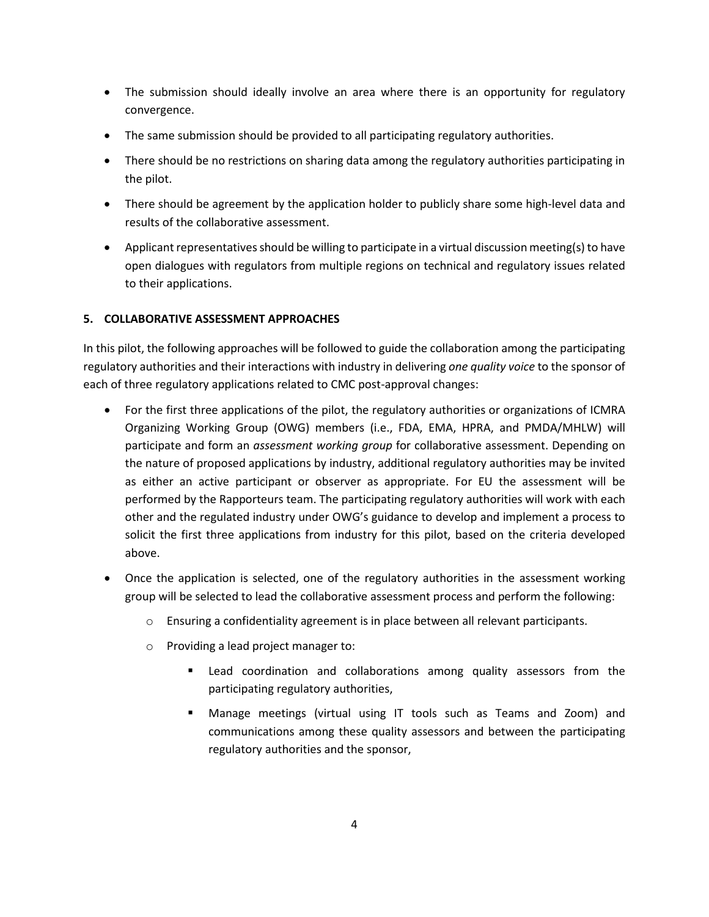- The submission should ideally involve an area where there is an opportunity for regulatory convergence.
- The same submission should be provided to all participating regulatory authorities.
- There should be no restrictions on sharing data among the regulatory authorities participating in the pilot.
- There should be agreement by the application holder to publicly share some high-level data and results of the collaborative assessment.
- Applicant representatives should be willing to participate in a virtual discussion meeting(s) to have open dialogues with regulators from multiple regions on technical and regulatory issues related to their applications.

## 5. COLLABORATIVE ASSESSMENT APPROACHES

In this pilot, the following approaches will be followed to guide the collaboration among the participating regulatory authorities and their interactions with industry in delivering *one quality voice* to the sponsor of each of three regulatory applications related to CMC post-approval changes:

- For the first three applications of the pilot, the regulatory authorities or organizations of ICMRA Organizing Working Group (OWG) members (i.e., FDA, EMA, HPRA, and PMDA/MHLW) will participate and form an *assessment working group* for collaborative assessment. Depending on the nature of proposed applications by industry, additional regulatory authorities may be invited as either an active participant or observer as appropriate. For EU the assessment will be performed by the Rapporteurs team. The participating regulatory authorities will work with each other and the regulated industry under OWG's guidance to develop and implement a process to solicit the first three applications from industry for this pilot, based on the criteria developed above.
- Once the application is selected, one of the regulatory authorities in the assessment working group will be selected to lead the collaborative assessment process and perform the following:
  - Ensuring a confidentiality agreement is in place between all relevant participants.
  - Providing a lead project manager to:
    - Lead coordination and collaborations among quality assessors from the participating regulatory authorities,
    - Manage meetings (virtual using IT tools such as Teams and Zoom) and communications among these quality assessors and between the participating regulatory authorities and the sponsor,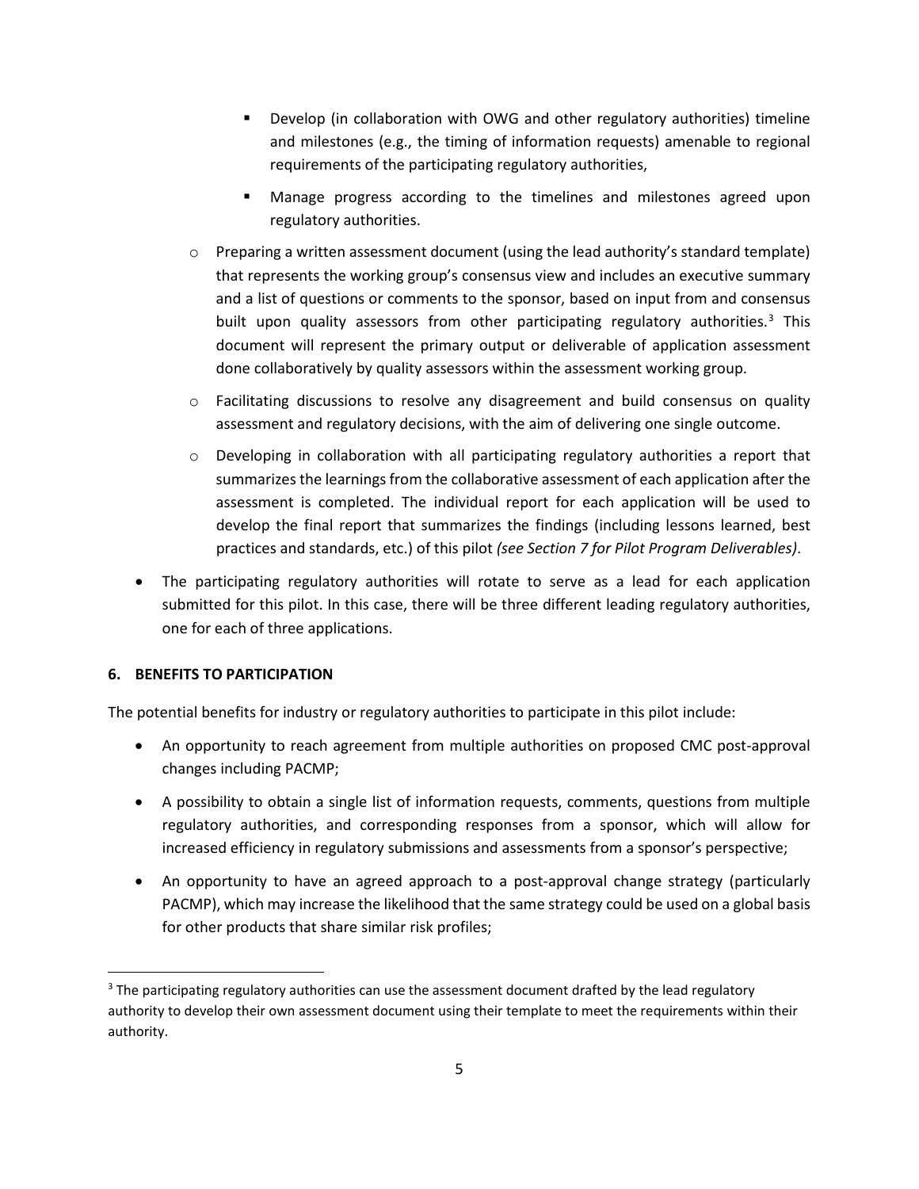- Develop (in collaboration with OWG and other regulatory authorities) timeline and milestones (e.g., the timing of information requests) amenable to regional requirements of the participating regulatory authorities,
        - Manage progress according to the timelines and milestones agreed upon regulatory authorities.
    - Preparing a written assessment document (using the lead authority's standard template) that represents the working group's consensus view and includes an executive summary and a list of questions or comments to the sponsor, based on input from and consensus built upon quality assessors from other participating regulatory authorities.[3] This document will represent the primary output or deliverable of application assessment done collaboratively by quality assessors within the assessment working group.
    - Facilitating discussions to resolve any disagreement and build consensus on quality assessment and regulatory decisions, with the aim of delivering one single outcome.
    - Developing in collaboration with all participating regulatory authorities a report that summarizes the learnings from the collaborative assessment of each application after the assessment is completed. The individual report for each application will be used to develop the final report that summarizes the findings (including lessons learned, best practices and standards, etc.) of this pilot *(see Section 7 for Pilot Program Deliverables)*.
- The participating regulatory authorities will rotate to serve as a lead for each application submitted for this pilot. In this case, there will be three different leading regulatory authorities, one for each of three applications.

## 6. BENEFITS TO PARTICIPATION

The potential benefits for industry or regulatory authorities to participate in this pilot include:

- An opportunity to reach agreement from multiple authorities on proposed CMC post-approval changes including PACMP;
- A possibility to obtain a single list of information requests, comments, questions from multiple regulatory authorities, and corresponding responses from a sponsor, which will allow for increased efficiency in regulatory submissions and assessments from a sponsor's perspective;
- An opportunity to have an agreed approach to a post-approval change strategy (particularly PACMP), which may increase the likelihood that the same strategy could be used on a global basis for other products that share similar risk profiles;

[3] The participating regulatory authorities can use the assessment document drafted by the lead regulatory authority to develop their own assessment document using their template to meet the requirements within their authority.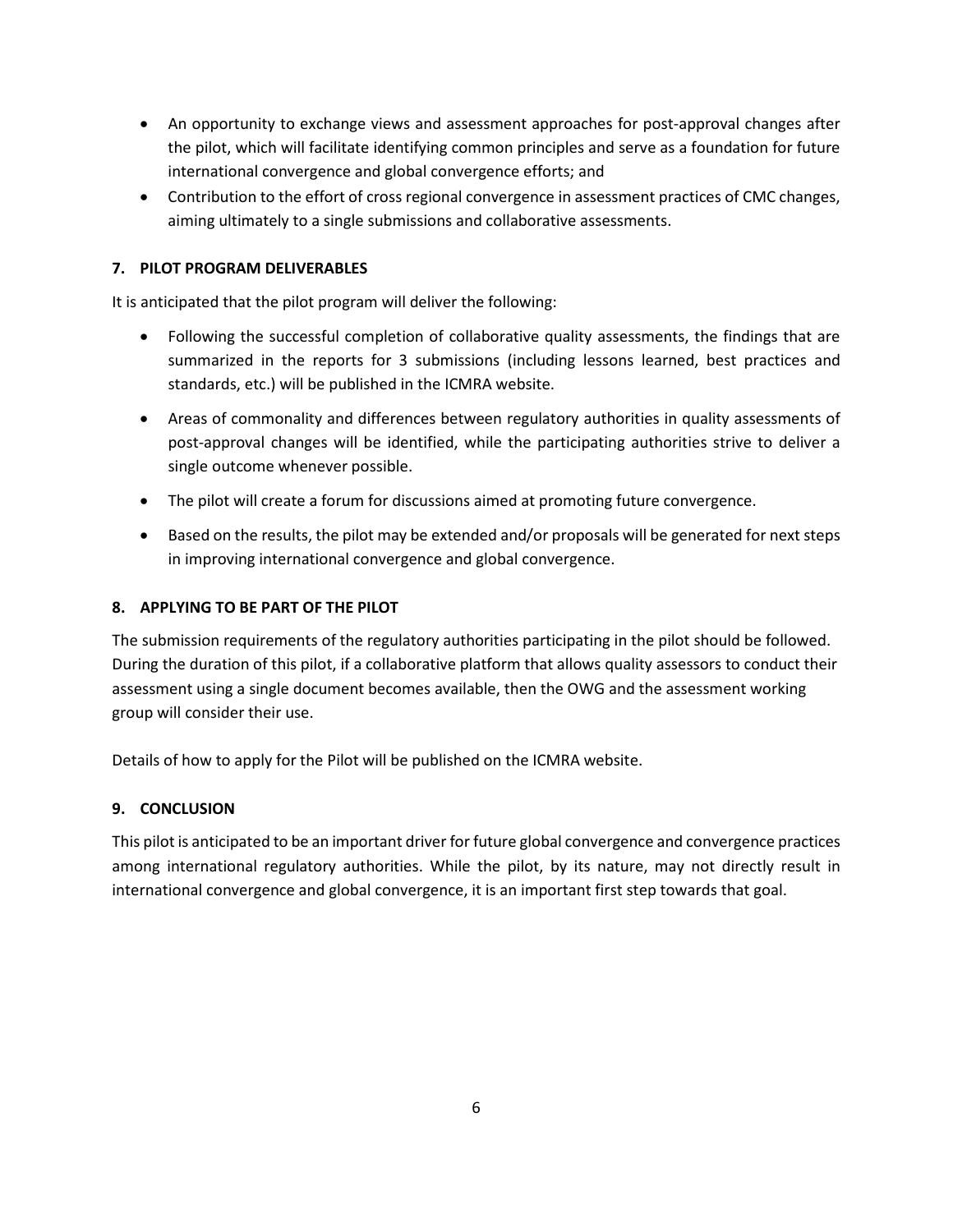- An opportunity to exchange views and assessment approaches for post-approval changes after the pilot, which will facilitate identifying common principles and serve as a foundation for future international convergence and global convergence efforts; and
- Contribution to the effort of cross regional convergence in assessment practices of CMC changes, aiming ultimately to a single submissions and collaborative assessments.

## 7. PILOT PROGRAM DELIVERABLES

It is anticipated that the pilot program will deliver the following:

- Following the successful completion of collaborative quality assessments, the findings that are summarized in the reports for 3 submissions (including lessons learned, best practices and standards, etc.) will be published in the ICMRA website.
- Areas of commonality and differences between regulatory authorities in quality assessments of post-approval changes will be identified, while the participating authorities strive to deliver a single outcome whenever possible.
- The pilot will create a forum for discussions aimed at promoting future convergence.
- Based on the results, the pilot may be extended and/or proposals will be generated for next steps in improving international convergence and global convergence.

## 8. APPLYING TO BE PART OF THE PILOT

The submission requirements of the regulatory authorities participating in the pilot should be followed. During the duration of this pilot, if a collaborative platform that allows quality assessors to conduct their assessment using a single document becomes available, then the OWG and the assessment working group will consider their use.

Details of how to apply for the Pilot will be published on the ICMRA website.

## 9. CONCLUSION

This pilot is anticipated to be an important driver for future global convergence and convergence practices among international regulatory authorities. While the pilot, by its nature, may not directly result in international convergence and global convergence, it is an important first step towards that goal.